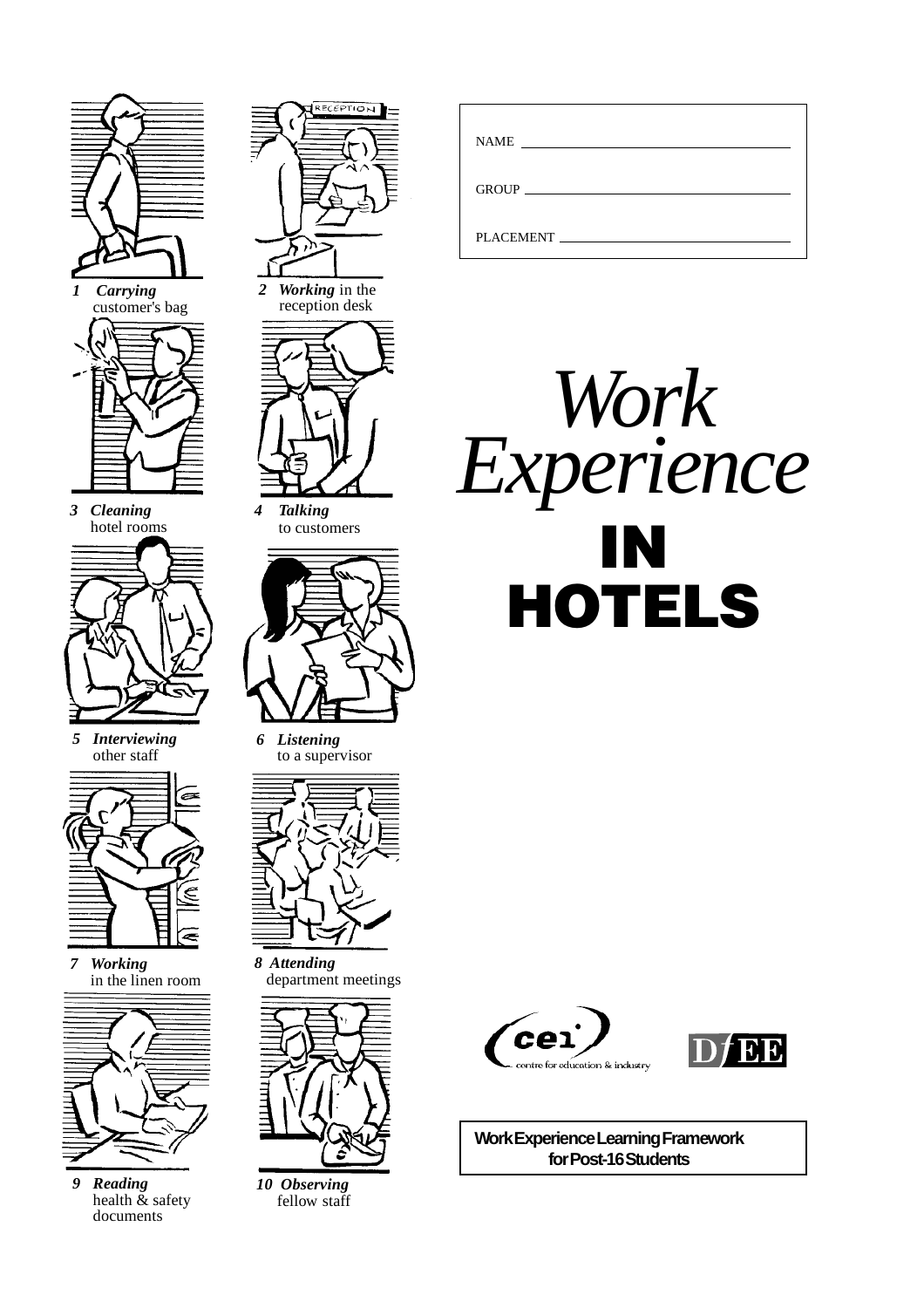# *Work Experience* IN HOTELS

NAME ______________________

GROUP ______________________

PLACEMENT ______________________

1 ***Carrying*** customer's bag

2 ***Working*** in the reception desk

3 ***Cleaning*** hotel rooms

4 ***Talking*** to customers

5 ***Interviewing*** other staff

6 ***Listening*** to a supervisor

7 ***Working*** in the linen room

8 ***Attending*** department meetings

9 ***Reading*** health & safety documents

10 ***Observing*** fellow staff

cei centre for education & industry

DfEE

**Work Experience Learning Framework for Post-16 Students**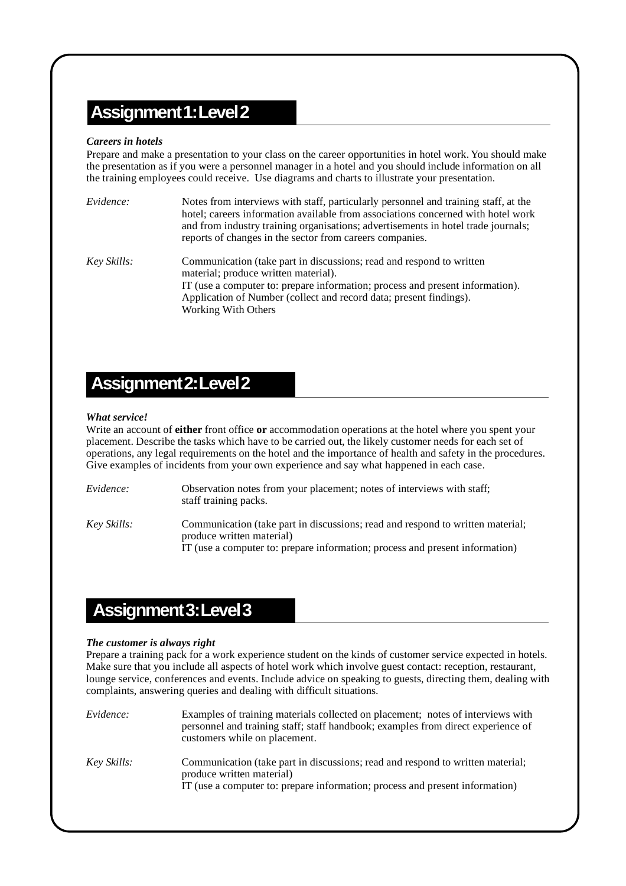## Assignment 1: Level 2

***Careers in hotels***

Prepare and make a presentation to your class on the career opportunities in hotel work. You should make the presentation as if you were a personnel manager in a hotel and you should include information on all the training employees could receive. Use diagrams and charts to illustrate your presentation.

*Evidence:* Notes from interviews with staff, particularly personnel and training staff, at the hotel; careers information available from associations concerned with hotel work and from industry training organisations; advertisements in hotel trade journals; reports of changes in the sector from careers companies.

*Key Skills:* Communication (take part in discussions; read and respond to written material; produce written material).
IT (use a computer to: prepare information; process and present information).
Application of Number (collect and record data; present findings).
Working With Others

## Assignment 2: Level 2

***What service!***

Write an account of **either** front office **or** accommodation operations at the hotel where you spent your placement. Describe the tasks which have to be carried out, the likely customer needs for each set of operations, any legal requirements on the hotel and the importance of health and safety in the procedures. Give examples of incidents from your own experience and say what happened in each case.

*Evidence:* Observation notes from your placement; notes of interviews with staff; staff training packs.

*Key Skills:* Communication (take part in discussions; read and respond to written material; produce written material)
IT (use a computer to: prepare information; process and present information)

## Assignment 3: Level 3

***The customer is always right***

Prepare a training pack for a work experience student on the kinds of customer service expected in hotels. Make sure that you include all aspects of hotel work which involve guest contact: reception, restaurant, lounge service, conferences and events. Include advice on speaking to guests, directing them, dealing with complaints, answering queries and dealing with difficult situations.

*Evidence:* Examples of training materials collected on placement; notes of interviews with personnel and training staff; staff handbook; examples from direct experience of customers while on placement.

*Key Skills:* Communication (take part in discussions; read and respond to written material; produce written material)
IT (use a computer to: prepare information; process and present information)